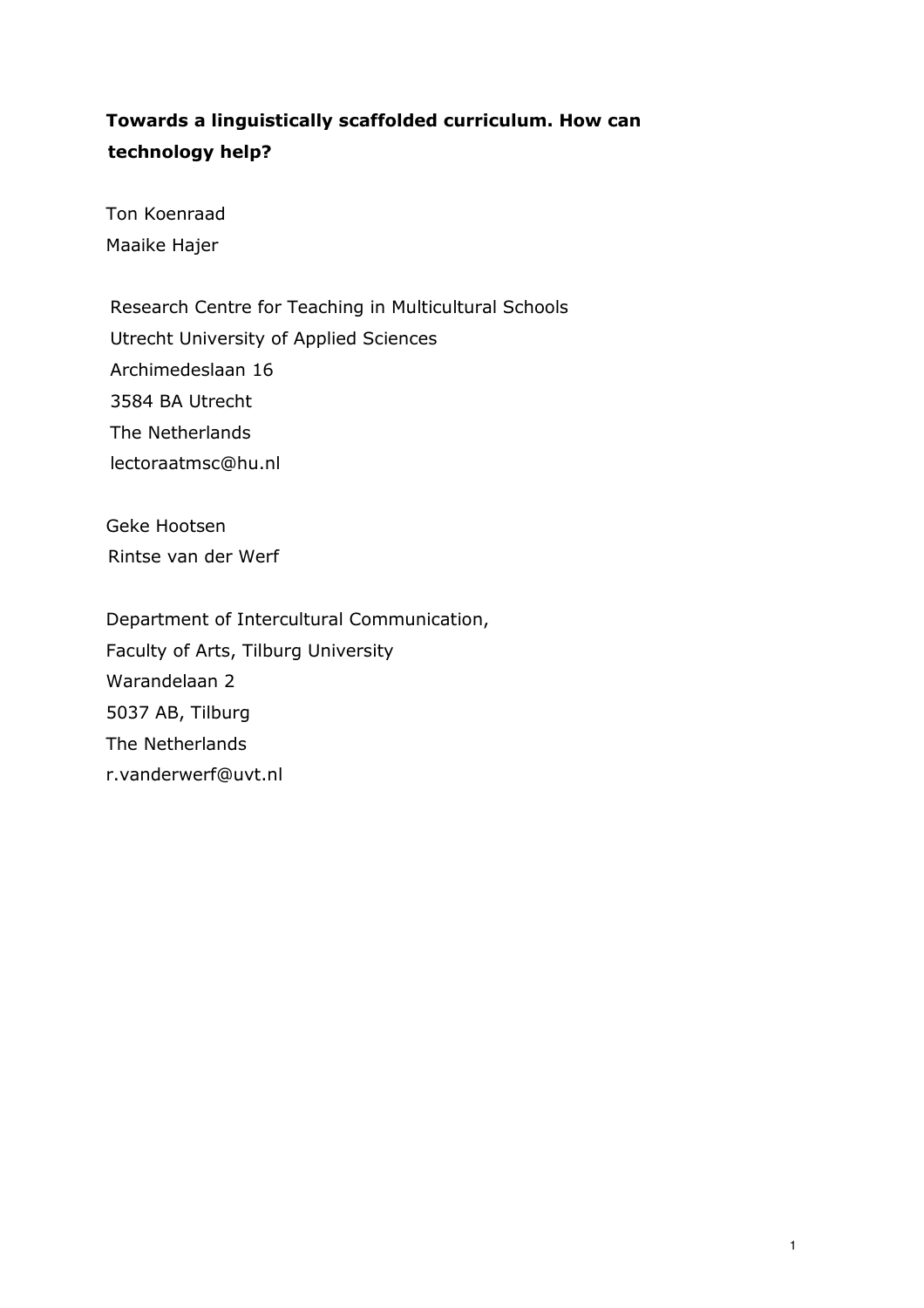# Towards a linguistically scaffolded curriculum. How can technology help?

Ton Koenraad
Maaike Hajer

Research Centre for Teaching in Multicultural Schools
Utrecht University of Applied Sciences
Archimedeslaan 16
3584 BA Utrecht
The Netherlands
lectoraatmsc@hu.nl

Geke Hootsen
Rintse van der Werf

Department of Intercultural Communication,
Faculty of Arts, Tilburg University
Warandelaan 2
5037 AB, Tilburg
The Netherlands
r.vanderwerf@uvt.nl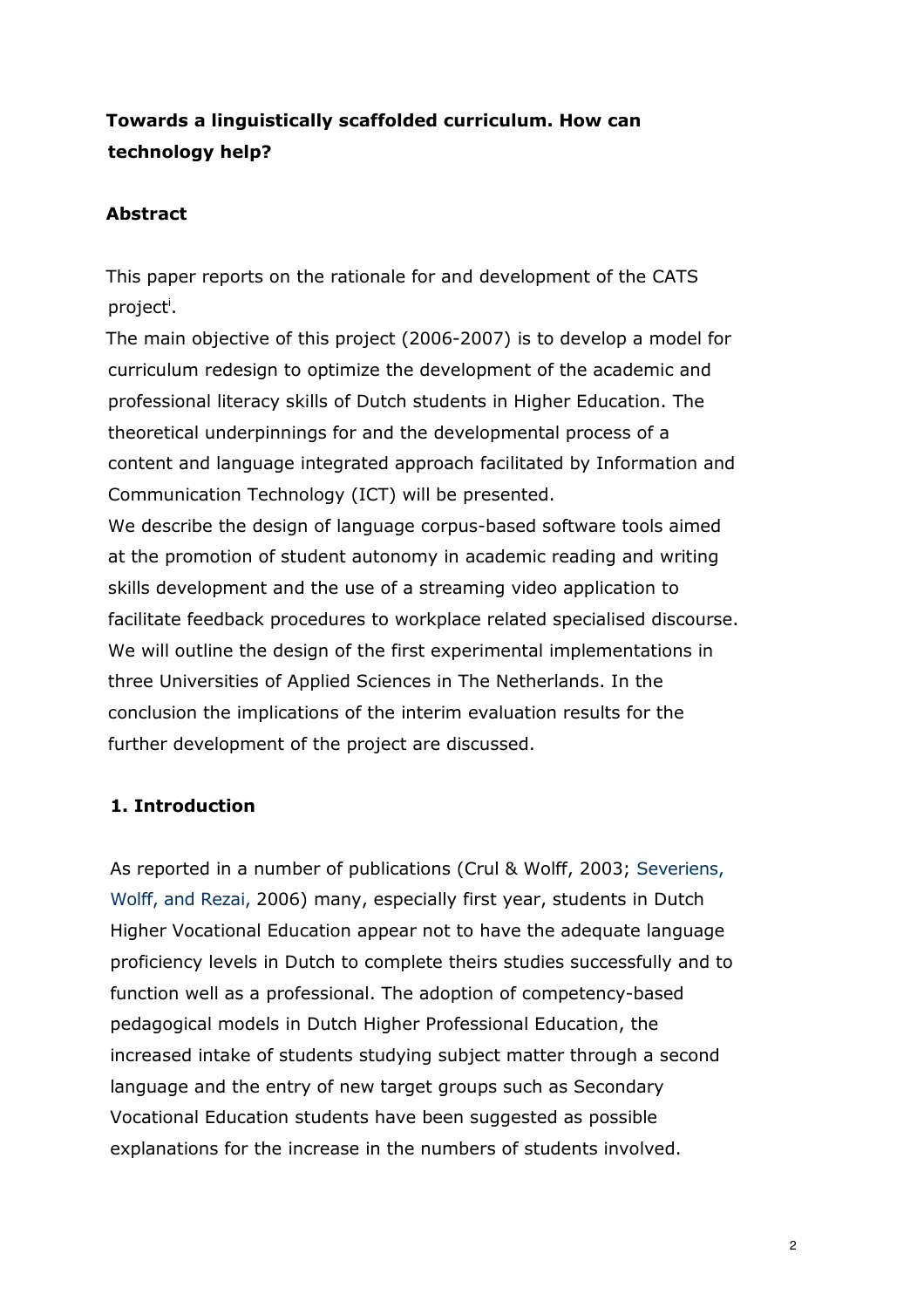# Towards a linguistically scaffolded curriculum. How can technology help?

## Abstract

This paper reports on the rationale for and development of the CATS project[i].

The main objective of this project (2006-2007) is to develop a model for curriculum redesign to optimize the development of the academic and professional literacy skills of Dutch students in Higher Education. The theoretical underpinnings for and the developmental process of a content and language integrated approach facilitated by Information and Communication Technology (ICT) will be presented.

We describe the design of language corpus-based software tools aimed at the promotion of student autonomy in academic reading and writing skills development and the use of a streaming video application to facilitate feedback procedures to workplace related specialised discourse. We will outline the design of the first experimental implementations in three Universities of Applied Sciences in The Netherlands. In the conclusion the implications of the interim evaluation results for the further development of the project are discussed.

## 1. Introduction

As reported in a number of publications (Crul & Wolff, 2003; Severiens, Wolff, and Rezai, 2006) many, especially first year, students in Dutch Higher Vocational Education appear not to have the adequate language proficiency levels in Dutch to complete theirs studies successfully and to function well as a professional. The adoption of competency-based pedagogical models in Dutch Higher Professional Education, the increased intake of students studying subject matter through a second language and the entry of new target groups such as Secondary Vocational Education students have been suggested as possible explanations for the increase in the numbers of students involved.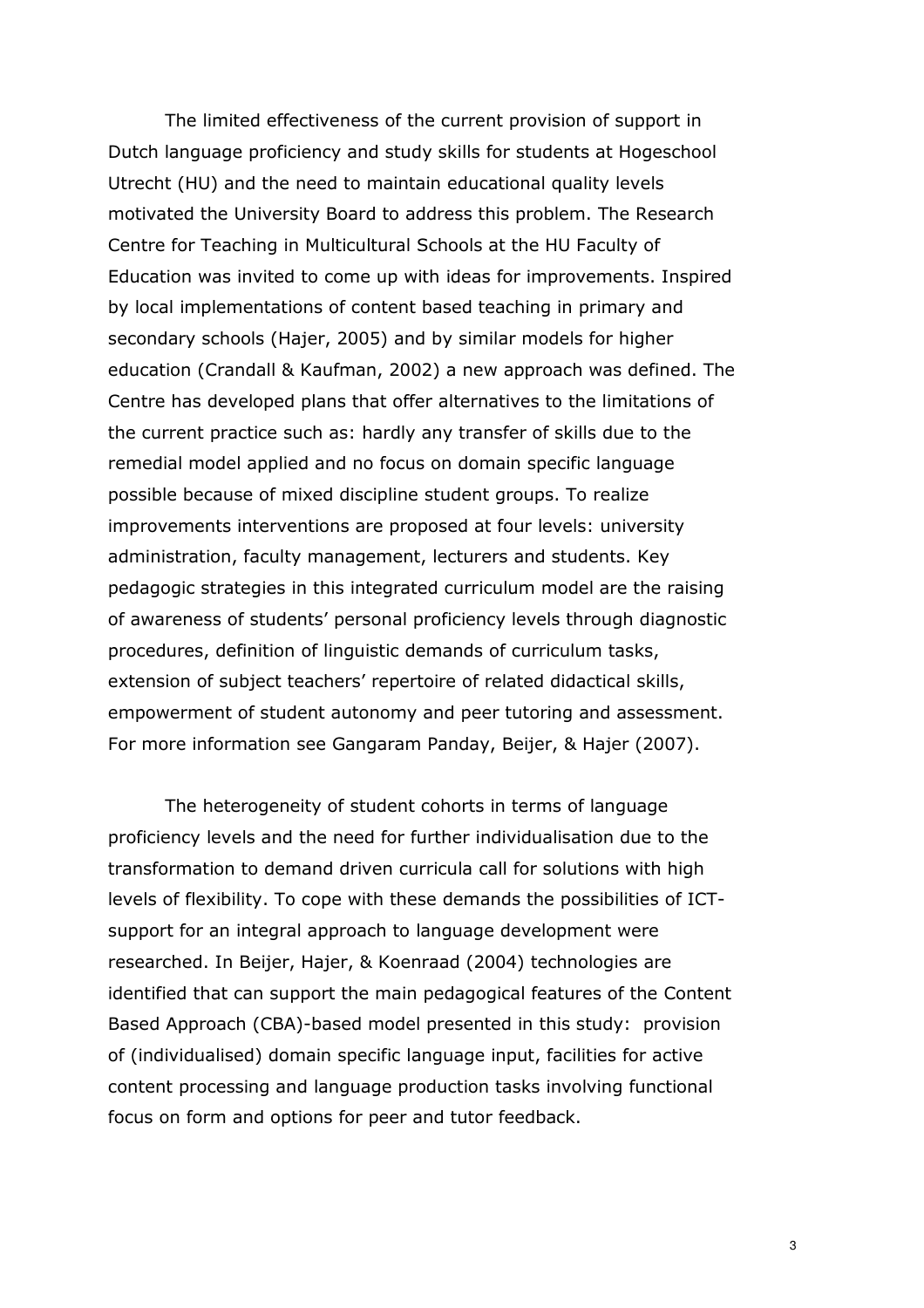The limited effectiveness of the current provision of support in Dutch language proficiency and study skills for students at Hogeschool Utrecht (HU) and the need to maintain educational quality levels motivated the University Board to address this problem. The Research Centre for Teaching in Multicultural Schools at the HU Faculty of Education was invited to come up with ideas for improvements. Inspired by local implementations of content based teaching in primary and secondary schools (Hajer, 2005) and by similar models for higher education (Crandall & Kaufman, 2002) a new approach was defined. The Centre has developed plans that offer alternatives to the limitations of the current practice such as: hardly any transfer of skills due to the remedial model applied and no focus on domain specific language possible because of mixed discipline student groups. To realize improvements interventions are proposed at four levels: university administration, faculty management, lecturers and students. Key pedagogic strategies in this integrated curriculum model are the raising of awareness of students' personal proficiency levels through diagnostic procedures, definition of linguistic demands of curriculum tasks, extension of subject teachers' repertoire of related didactical skills, empowerment of student autonomy and peer tutoring and assessment. For more information see Gangaram Panday, Beijer, & Hajer (2007).

The heterogeneity of student cohorts in terms of language proficiency levels and the need for further individualisation due to the transformation to demand driven curricula call for solutions with high levels of flexibility. To cope with these demands the possibilities of ICT-support for an integral approach to language development were researched. In Beijer, Hajer, & Koenraad (2004) technologies are identified that can support the main pedagogical features of the Content Based Approach (CBA)-based model presented in this study: provision of (individualised) domain specific language input, facilities for active content processing and language production tasks involving functional focus on form and options for peer and tutor feedback.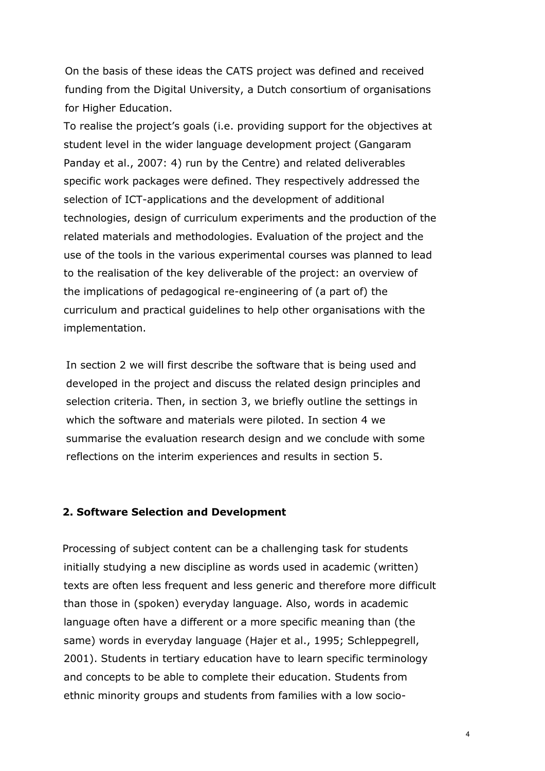On the basis of these ideas the CATS project was defined and received funding from the Digital University, a Dutch consortium of organisations for Higher Education.

To realise the project's goals (i.e. providing support for the objectives at student level in the wider language development project (Gangaram Panday et al., 2007: 4) run by the Centre) and related deliverables specific work packages were defined. They respectively addressed the selection of ICT-applications and the development of additional technologies, design of curriculum experiments and the production of the related materials and methodologies. Evaluation of the project and the use of the tools in the various experimental courses was planned to lead to the realisation of the key deliverable of the project: an overview of the implications of pedagogical re-engineering of (a part of) the curriculum and practical guidelines to help other organisations with the implementation.

In section 2 we will first describe the software that is being used and developed in the project and discuss the related design principles and selection criteria. Then, in section 3, we briefly outline the settings in which the software and materials were piloted. In section 4 we summarise the evaluation research design and we conclude with some reflections on the interim experiences and results in section 5.

## 2. Software Selection and Development

Processing of subject content can be a challenging task for students initially studying a new discipline as words used in academic (written) texts are often less frequent and less generic and therefore more difficult than those in (spoken) everyday language. Also, words in academic language often have a different or a more specific meaning than (the same) words in everyday language (Hajer et al., 1995; Schleppegrell, 2001). Students in tertiary education have to learn specific terminology and concepts to be able to complete their education. Students from ethnic minority groups and students from families with a low socio-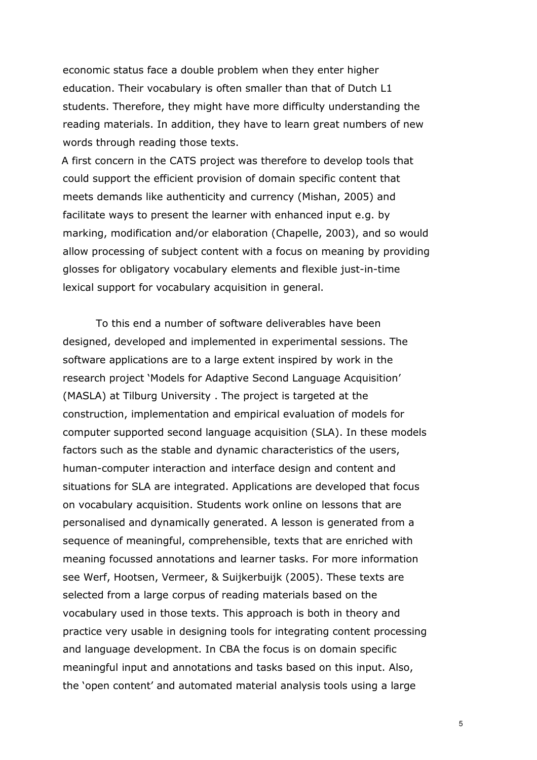economic status face a double problem when they enter higher education. Their vocabulary is often smaller than that of Dutch L1 students. Therefore, they might have more difficulty understanding the reading materials. In addition, they have to learn great numbers of new words through reading those texts.

A first concern in the CATS project was therefore to develop tools that could support the efficient provision of domain specific content that meets demands like authenticity and currency (Mishan, 2005) and facilitate ways to present the learner with enhanced input e.g. by marking, modification and/or elaboration (Chapelle, 2003), and so would allow processing of subject content with a focus on meaning by providing glosses for obligatory vocabulary elements and flexible just-in-time lexical support for vocabulary acquisition in general.

To this end a number of software deliverables have been designed, developed and implemented in experimental sessions. The software applications are to a large extent inspired by work in the research project 'Models for Adaptive Second Language Acquisition' (MASLA) at Tilburg University . The project is targeted at the construction, implementation and empirical evaluation of models for computer supported second language acquisition (SLA). In these models factors such as the stable and dynamic characteristics of the users, human-computer interaction and interface design and content and situations for SLA are integrated. Applications are developed that focus on vocabulary acquisition. Students work online on lessons that are personalised and dynamically generated. A lesson is generated from a sequence of meaningful, comprehensible, texts that are enriched with meaning focussed annotations and learner tasks. For more information see Werf, Hootsen, Vermeer, & Suijkerbuijk (2005). These texts are selected from a large corpus of reading materials based on the vocabulary used in those texts. This approach is both in theory and practice very usable in designing tools for integrating content processing and language development. In CBA the focus is on domain specific meaningful input and annotations and tasks based on this input. Also, the 'open content' and automated material analysis tools using a large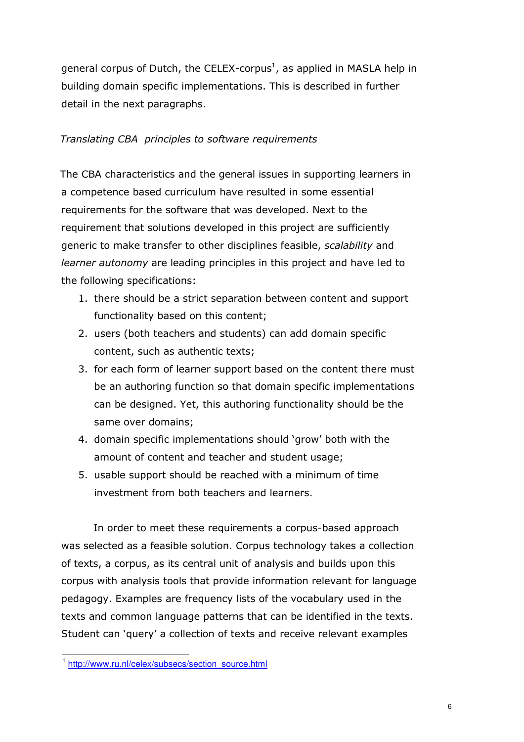general corpus of Dutch, the CELEX-corpus[1], as applied in MASLA help in building domain specific implementations. This is described in further detail in the next paragraphs.

*Translating CBA principles to software requirements*

The CBA characteristics and the general issues in supporting learners in a competence based curriculum have resulted in some essential requirements for the software that was developed. Next to the requirement that solutions developed in this project are sufficiently generic to make transfer to other disciplines feasible, *scalability* and *learner autonomy* are leading principles in this project and have led to the following specifications:

1. there should be a strict separation between content and support functionality based on this content;
2. users (both teachers and students) can add domain specific content, such as authentic texts;
3. for each form of learner support based on the content there must be an authoring function so that domain specific implementations can be designed. Yet, this authoring functionality should be the same over domains;
4. domain specific implementations should 'grow' both with the amount of content and teacher and student usage;
5. usable support should be reached with a minimum of time investment from both teachers and learners.

In order to meet these requirements a corpus-based approach was selected as a feasible solution. Corpus technology takes a collection of texts, a corpus, as its central unit of analysis and builds upon this corpus with analysis tools that provide information relevant for language pedagogy. Examples are frequency lists of the vocabulary used in the texts and common language patterns that can be identified in the texts. Student can 'query' a collection of texts and receive relevant examples

[1] http://www.ru.nl/celex/subsecs/section_source.html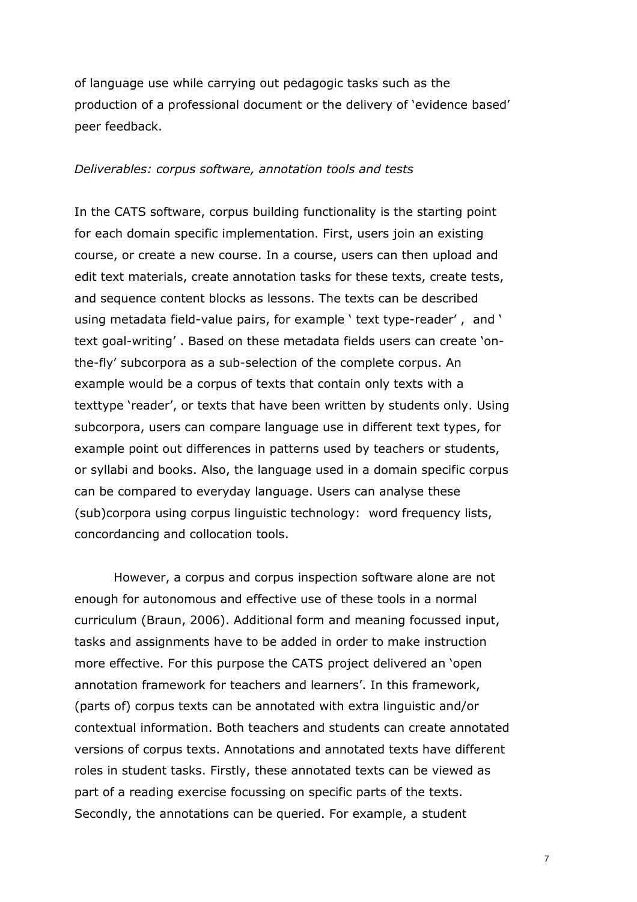of language use while carrying out pedagogic tasks such as the production of a professional document or the delivery of 'evidence based' peer feedback.

*Deliverables: corpus software, annotation tools and tests*

In the CATS software, corpus building functionality is the starting point for each domain specific implementation. First, users join an existing course, or create a new course. In a course, users can then upload and edit text materials, create annotation tasks for these texts, create tests, and sequence content blocks as lessons. The texts can be described using metadata field-value pairs, for example ' text type-reader' , and ' text goal-writing' . Based on these metadata fields users can create 'on-the-fly' subcorpora as a sub-selection of the complete corpus. An example would be a corpus of texts that contain only texts with a texttype 'reader', or texts that have been written by students only. Using subcorpora, users can compare language use in different text types, for example point out differences in patterns used by teachers or students, or syllabi and books. Also, the language used in a domain specific corpus can be compared to everyday language. Users can analyse these (sub)corpora using corpus linguistic technology: word frequency lists, concordancing and collocation tools.

However, a corpus and corpus inspection software alone are not enough for autonomous and effective use of these tools in a normal curriculum (Braun, 2006). Additional form and meaning focussed input, tasks and assignments have to be added in order to make instruction more effective. For this purpose the CATS project delivered an 'open annotation framework for teachers and learners'. In this framework, (parts of) corpus texts can be annotated with extra linguistic and/or contextual information. Both teachers and students can create annotated versions of corpus texts. Annotations and annotated texts have different roles in student tasks. Firstly, these annotated texts can be viewed as part of a reading exercise focussing on specific parts of the texts. Secondly, the annotations can be queried. For example, a student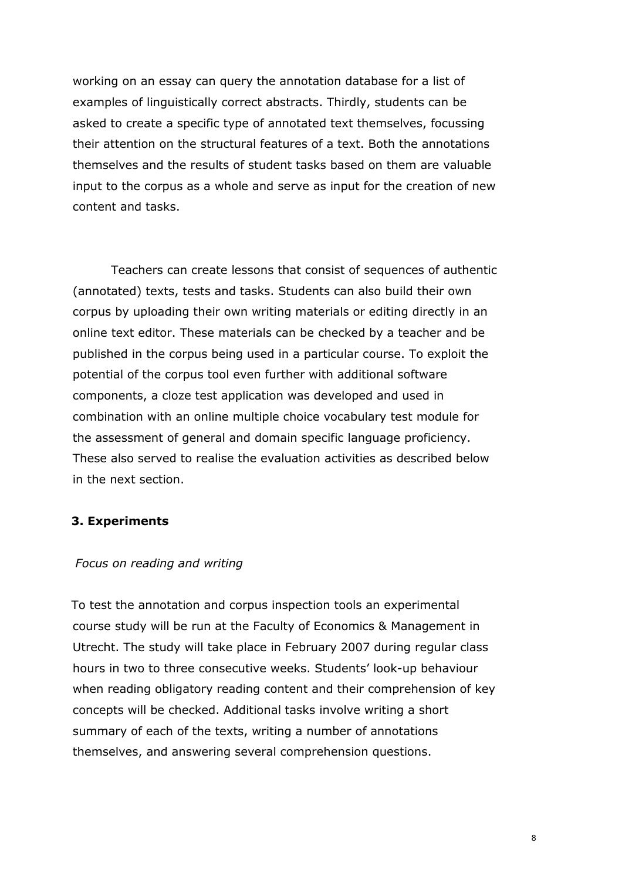working on an essay can query the annotation database for a list of examples of linguistically correct abstracts. Thirdly, students can be asked to create a specific type of annotated text themselves, focussing their attention on the structural features of a text. Both the annotations themselves and the results of student tasks based on them are valuable input to the corpus as a whole and serve as input for the creation of new content and tasks.

Teachers can create lessons that consist of sequences of authentic (annotated) texts, tests and tasks. Students can also build their own corpus by uploading their own writing materials or editing directly in an online text editor. These materials can be checked by a teacher and be published in the corpus being used in a particular course. To exploit the potential of the corpus tool even further with additional software components, a cloze test application was developed and used in combination with an online multiple choice vocabulary test module for the assessment of general and domain specific language proficiency. These also served to realise the evaluation activities as described below in the next section.

## 3. Experiments

*Focus on reading and writing*

To test the annotation and corpus inspection tools an experimental course study will be run at the Faculty of Economics & Management in Utrecht. The study will take place in February 2007 during regular class hours in two to three consecutive weeks. Students' look-up behaviour when reading obligatory reading content and their comprehension of key concepts will be checked. Additional tasks involve writing a short summary of each of the texts, writing a number of annotations themselves, and answering several comprehension questions.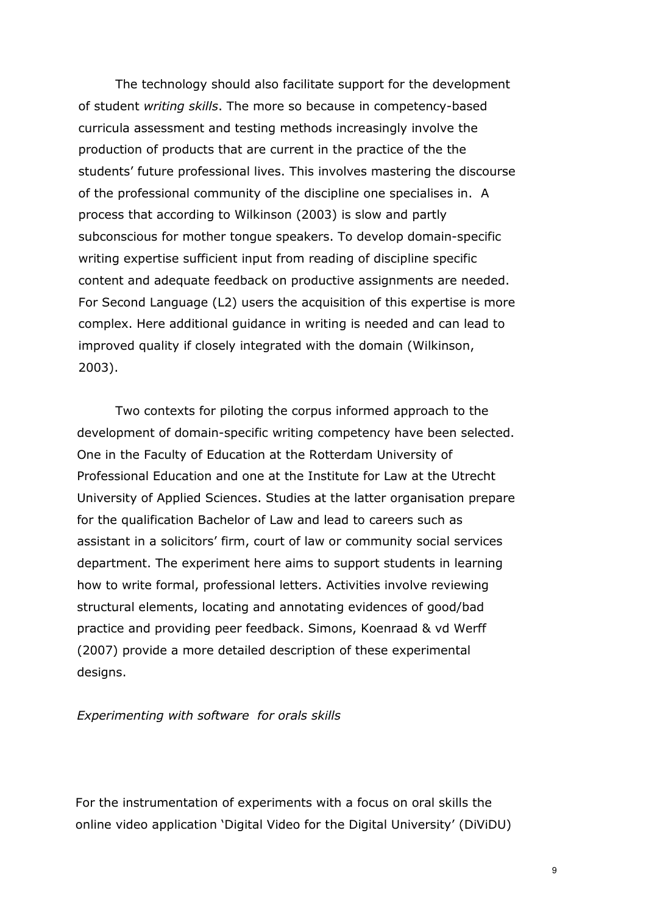The technology should also facilitate support for the development of student *writing skills*. The more so because in competency-based curricula assessment and testing methods increasingly involve the production of products that are current in the practice of the the students' future professional lives. This involves mastering the discourse of the professional community of the discipline one specialises in. A process that according to Wilkinson (2003) is slow and partly subconscious for mother tongue speakers. To develop domain-specific writing expertise sufficient input from reading of discipline specific content and adequate feedback on productive assignments are needed. For Second Language (L2) users the acquisition of this expertise is more complex. Here additional guidance in writing is needed and can lead to improved quality if closely integrated with the domain (Wilkinson, 2003).

Two contexts for piloting the corpus informed approach to the development of domain-specific writing competency have been selected. One in the Faculty of Education at the Rotterdam University of Professional Education and one at the Institute for Law at the Utrecht University of Applied Sciences. Studies at the latter organisation prepare for the qualification Bachelor of Law and lead to careers such as assistant in a solicitors' firm, court of law or community social services department. The experiment here aims to support students in learning how to write formal, professional letters. Activities involve reviewing structural elements, locating and annotating evidences of good/bad practice and providing peer feedback. Simons, Koenraad & vd Werff (2007) provide a more detailed description of these experimental designs.

*Experimenting with software for orals skills*

For the instrumentation of experiments with a focus on oral skills the online video application 'Digital Video for the Digital University' (DiViDU)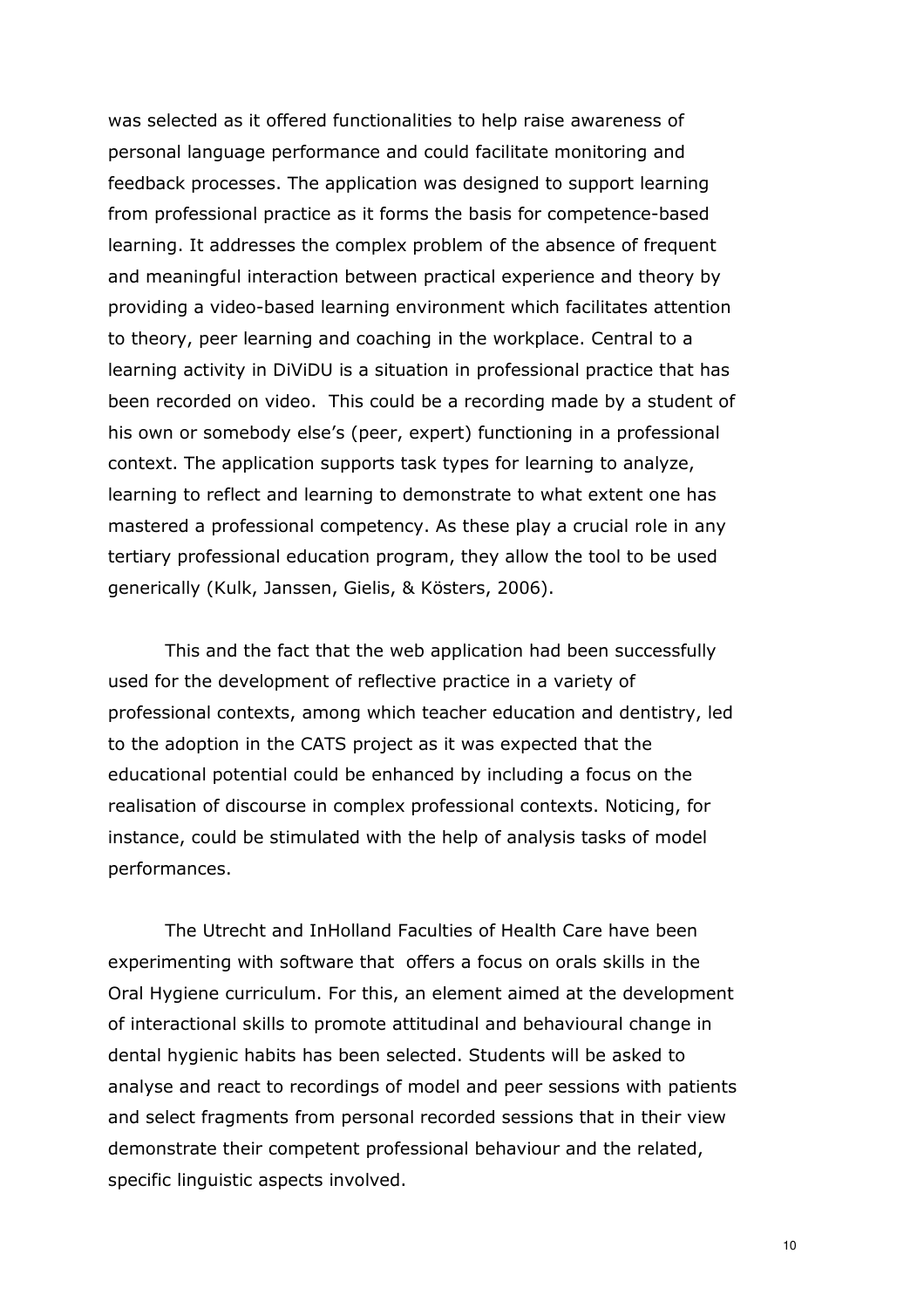was selected as it offered functionalities to help raise awareness of personal language performance and could facilitate monitoring and feedback processes. The application was designed to support learning from professional practice as it forms the basis for competence-based learning. It addresses the complex problem of the absence of frequent and meaningful interaction between practical experience and theory by providing a video-based learning environment which facilitates attention to theory, peer learning and coaching in the workplace. Central to a learning activity in DiViDU is a situation in professional practice that has been recorded on video.  This could be a recording made by a student of his own or somebody else's (peer, expert) functioning in a professional context. The application supports task types for learning to analyze, learning to reflect and learning to demonstrate to what extent one has mastered a professional competency. As these play a crucial role in any tertiary professional education program, they allow the tool to be used generically (Kulk, Janssen, Gielis, & Kösters, 2006).

This and the fact that the web application had been successfully used for the development of reflective practice in a variety of professional contexts, among which teacher education and dentistry, led to the adoption in the CATS project as it was expected that the educational potential could be enhanced by including a focus on the realisation of discourse in complex professional contexts. Noticing, for instance, could be stimulated with the help of analysis tasks of model performances.

The Utrecht and InHolland Faculties of Health Care have been experimenting with software that  offers a focus on orals skills in the Oral Hygiene curriculum. For this, an element aimed at the development of interactional skills to promote attitudinal and behavioural change in dental hygienic habits has been selected. Students will be asked to analyse and react to recordings of model and peer sessions with patients and select fragments from personal recorded sessions that in their view demonstrate their competent professional behaviour and the related, specific linguistic aspects involved.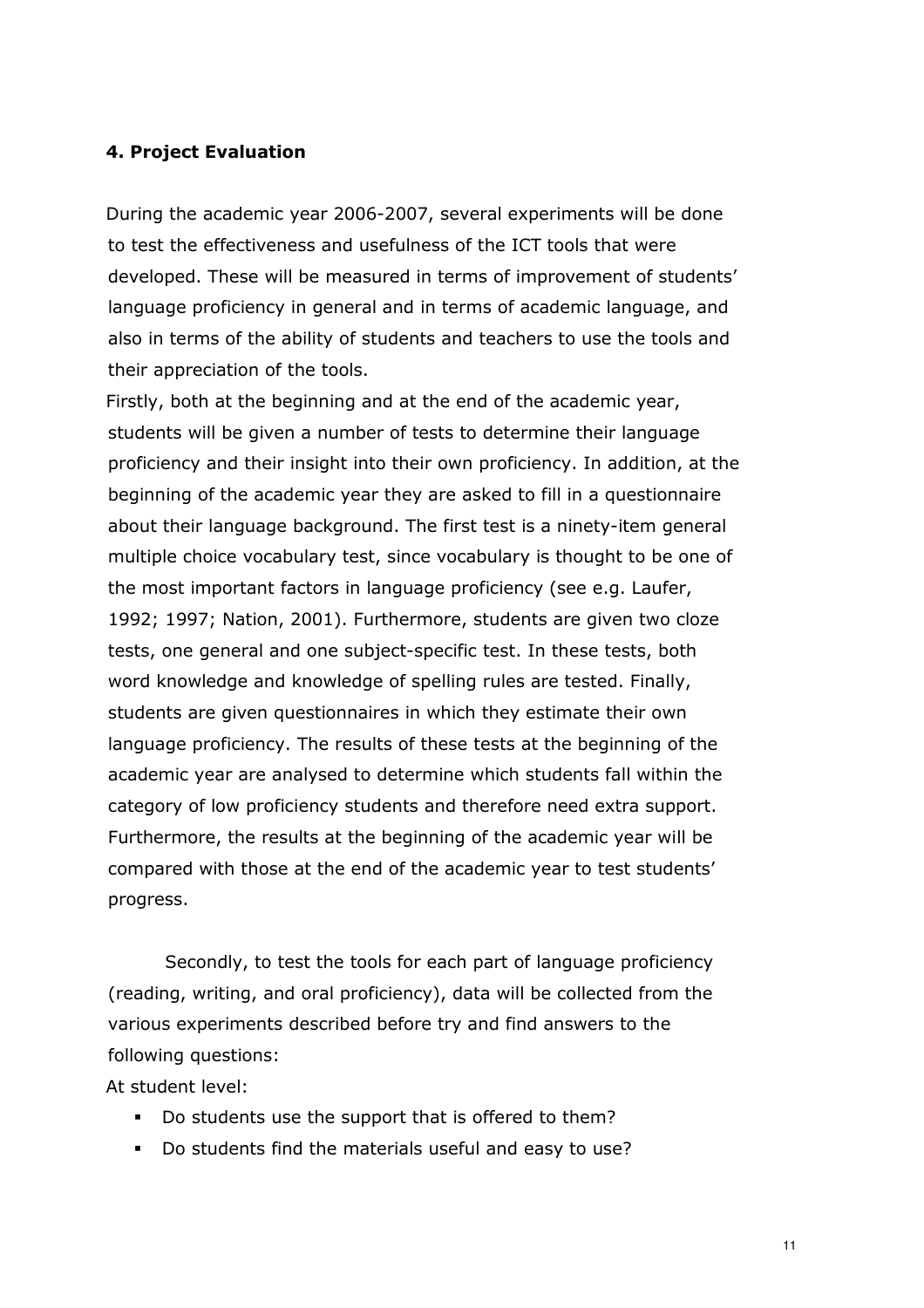## 4. Project Evaluation

During the academic year 2006-2007, several experiments will be done to test the effectiveness and usefulness of the ICT tools that were developed. These will be measured in terms of improvement of students' language proficiency in general and in terms of academic language, and also in terms of the ability of students and teachers to use the tools and their appreciation of the tools.

Firstly, both at the beginning and at the end of the academic year, students will be given a number of tests to determine their language proficiency and their insight into their own proficiency. In addition, at the beginning of the academic year they are asked to fill in a questionnaire about their language background. The first test is a ninety-item general multiple choice vocabulary test, since vocabulary is thought to be one of the most important factors in language proficiency (see e.g. Laufer, 1992; 1997; Nation, 2001). Furthermore, students are given two cloze tests, one general and one subject-specific test. In these tests, both word knowledge and knowledge of spelling rules are tested. Finally, students are given questionnaires in which they estimate their own language proficiency. The results of these tests at the beginning of the academic year are analysed to determine which students fall within the category of low proficiency students and therefore need extra support. Furthermore, the results at the beginning of the academic year will be compared with those at the end of the academic year to test students' progress.

Secondly, to test the tools for each part of language proficiency (reading, writing, and oral proficiency), data will be collected from the various experiments described before try and find answers to the following questions:

At student level:

- Do students use the support that is offered to them?
- Do students find the materials useful and easy to use?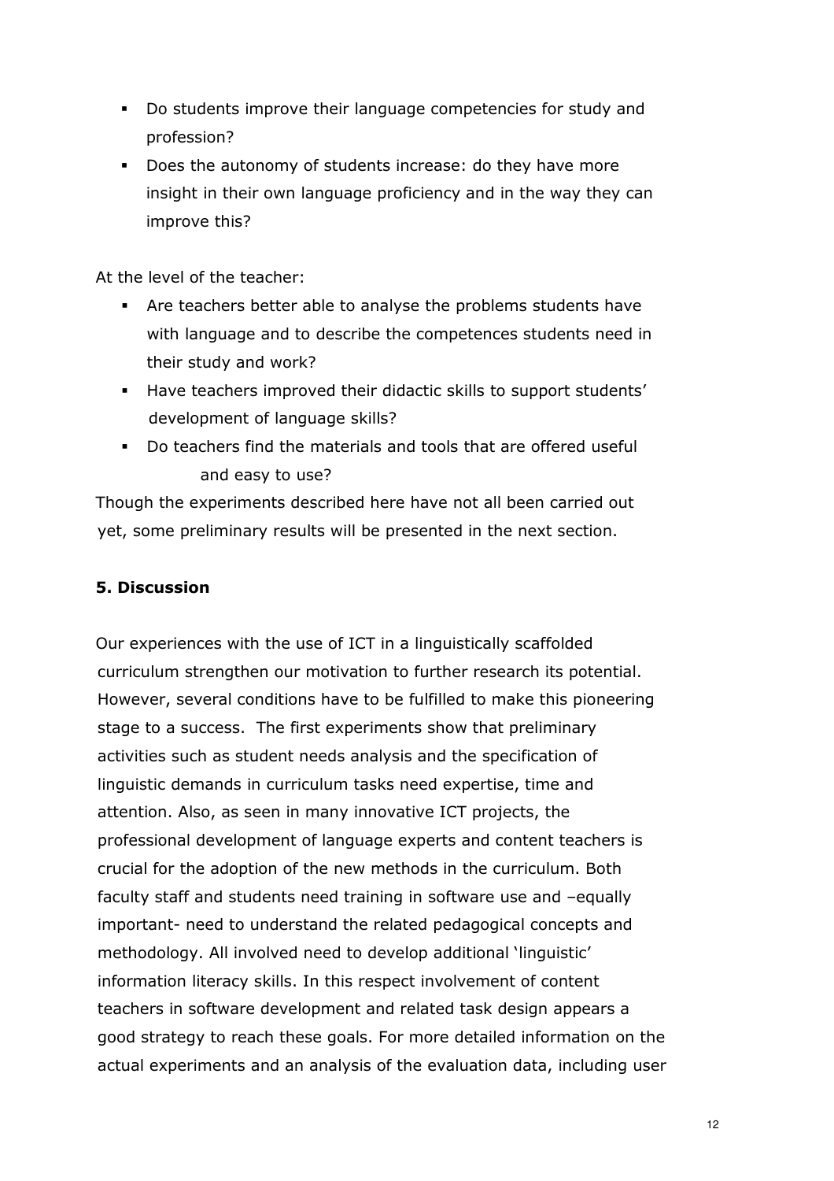- Do students improve their language competencies for study and profession?
- Does the autonomy of students increase: do they have more insight in their own language proficiency and in the way they can improve this?

At the level of the teacher:

- Are teachers better able to analyse the problems students have with language and to describe the competences students need in their study and work?
- Have teachers improved their didactic skills to support students' development of language skills?
- Do teachers find the materials and tools that are offered useful and easy to use?

Though the experiments described here have not all been carried out yet, some preliminary results will be presented in the next section.

## 5. Discussion

Our experiences with the use of ICT in a linguistically scaffolded curriculum strengthen our motivation to further research its potential. However, several conditions have to be fulfilled to make this pioneering stage to a success. The first experiments show that preliminary activities such as student needs analysis and the specification of linguistic demands in curriculum tasks need expertise, time and attention. Also, as seen in many innovative ICT projects, the professional development of language experts and content teachers is crucial for the adoption of the new methods in the curriculum. Both faculty staff and students need training in software use and –equally important- need to understand the related pedagogical concepts and methodology. All involved need to develop additional 'linguistic' information literacy skills. In this respect involvement of content teachers in software development and related task design appears a good strategy to reach these goals. For more detailed information on the actual experiments and an analysis of the evaluation data, including user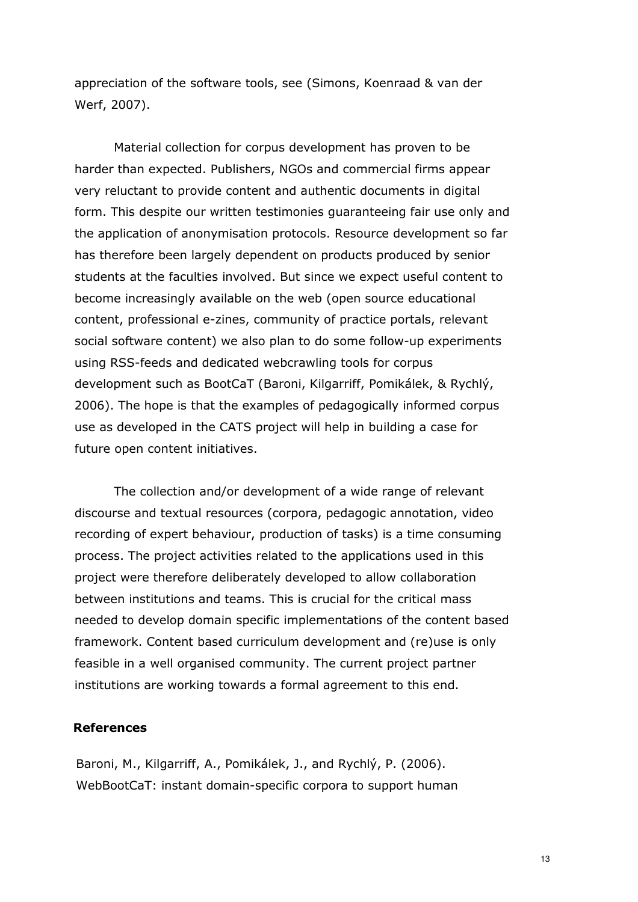appreciation of the software tools, see (Simons, Koenraad & van der Werf, 2007).

Material collection for corpus development has proven to be harder than expected. Publishers, NGOs and commercial firms appear very reluctant to provide content and authentic documents in digital form. This despite our written testimonies guaranteeing fair use only and the application of anonymisation protocols. Resource development so far has therefore been largely dependent on products produced by senior students at the faculties involved. But since we expect useful content to become increasingly available on the web (open source educational content, professional e-zines, community of practice portals, relevant social software content) we also plan to do some follow-up experiments using RSS-feeds and dedicated webcrawling tools for corpus development such as BootCaT (Baroni, Kilgarriff, Pomikálek, & Rychlý, 2006). The hope is that the examples of pedagogically informed corpus use as developed in the CATS project will help in building a case for future open content initiatives.

The collection and/or development of a wide range of relevant discourse and textual resources (corpora, pedagogic annotation, video recording of expert behaviour, production of tasks) is a time consuming process. The project activities related to the applications used in this project were therefore deliberately developed to allow collaboration between institutions and teams. This is crucial for the critical mass needed to develop domain specific implementations of the content based framework. Content based curriculum development and (re)use is only feasible in a well organised community. The current project partner institutions are working towards a formal agreement to this end.

## References

Baroni, M., Kilgarriff, A., Pomikálek, J., and Rychlý, P. (2006). WebBootCaT: instant domain-specific corpora to support human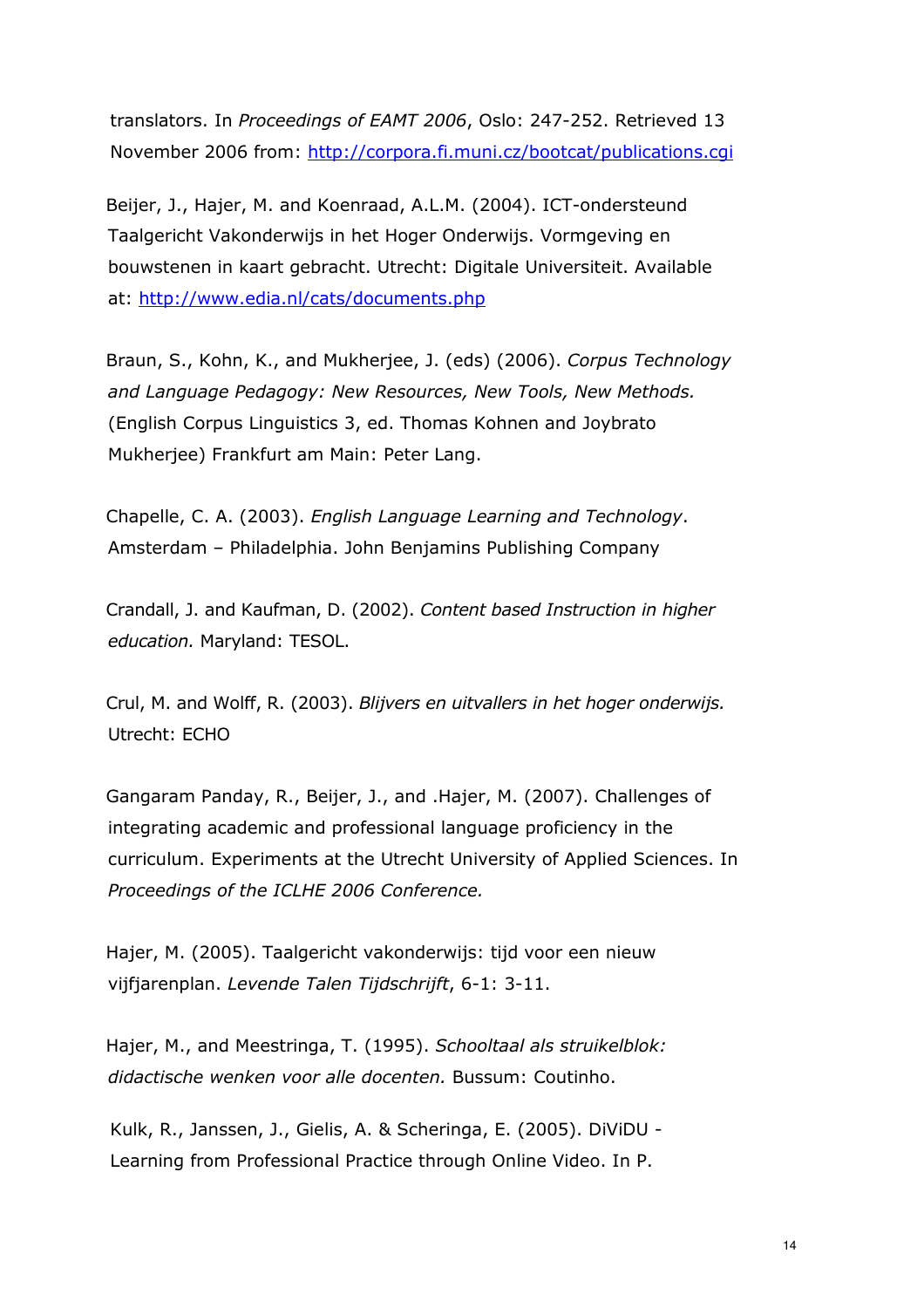translators. In *Proceedings of EAMT 2006*, Oslo: 247-252. Retrieved 13 November 2006 from: http://corpora.fi.muni.cz/bootcat/publications.cgi

Beijer, J., Hajer, M. and Koenraad, A.L.M. (2004). ICT-ondersteund Taalgericht Vakonderwijs in het Hoger Onderwijs. Vormgeving en bouwstenen in kaart gebracht. Utrecht: Digitale Universiteit. Available at: http://www.edia.nl/cats/documents.php

Braun, S., Kohn, K., and Mukherjee, J. (eds) (2006). *Corpus Technology and Language Pedagogy: New Resources, New Tools, New Methods.* (English Corpus Linguistics 3, ed. Thomas Kohnen and Joybrato Mukherjee) Frankfurt am Main: Peter Lang.

Chapelle, C. A. (2003). *English Language Learning and Technology*. Amsterdam – Philadelphia. John Benjamins Publishing Company

Crandall, J. and Kaufman, D. (2002). *Content based Instruction in higher education.* Maryland: TESOL.

Crul, M. and Wolff, R. (2003). *Blijvers en uitvallers in het hoger onderwijs.* Utrecht: ECHO

Gangaram Panday, R., Beijer, J., and .Hajer, M. (2007). Challenges of integrating academic and professional language proficiency in the curriculum. Experiments at the Utrecht University of Applied Sciences. In *Proceedings of the ICLHE 2006 Conference.*

Hajer, M. (2005). Taalgericht vakonderwijs: tijd voor een nieuw vijfjarenplan. *Levende Talen Tijdschrift*, 6-1: 3-11.

Hajer, M., and Meestringa, T. (1995). *Schooltaal als struikelblok: didactische wenken voor alle docenten.* Bussum: Coutinho.

Kulk, R., Janssen, J., Gielis, A. & Scheringa, E. (2005). DiViDU - Learning from Professional Practice through Online Video. In P.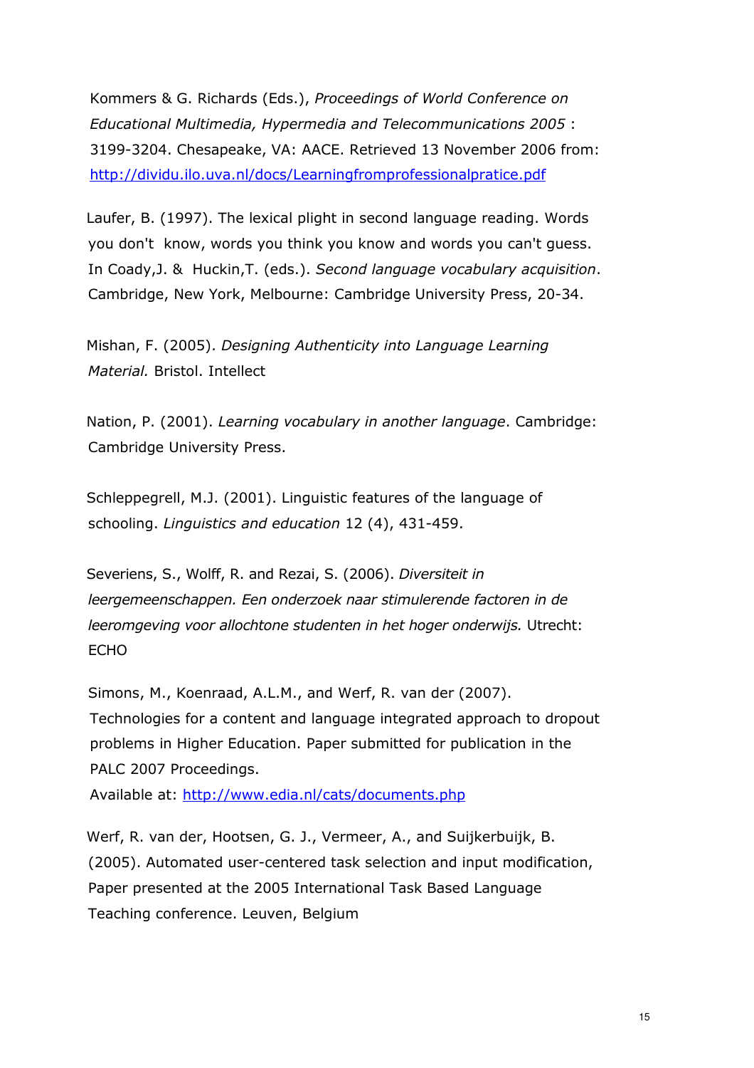Kommers & G. Richards (Eds.), *Proceedings of World Conference on Educational Multimedia, Hypermedia and Telecommunications 2005* : 3199-3204. Chesapeake, VA: AACE. Retrieved 13 November 2006 from: http://dividu.ilo.uva.nl/docs/Learningfromprofessionalpratice.pdf

Laufer, B. (1997). The lexical plight in second language reading. Words you don't know, words you think you know and words you can't guess. In Coady,J. & Huckin,T. (eds.). *Second language vocabulary acquisition*. Cambridge, New York, Melbourne: Cambridge University Press, 20-34.

Mishan, F. (2005). *Designing Authenticity into Language Learning Material.* Bristol. Intellect

Nation, P. (2001). *Learning vocabulary in another language*. Cambridge: Cambridge University Press.

Schleppegrell, M.J. (2001). Linguistic features of the language of schooling. *Linguistics and education* 12 (4), 431-459.

Severiens, S., Wolff, R. and Rezai, S. (2006). *Diversiteit in leergemeenschappen. Een onderzoek naar stimulerende factoren in de leeromgeving voor allochtone studenten in het hoger onderwijs.* Utrecht: ECHO

Simons, M., Koenraad, A.L.M., and Werf, R. van der (2007). Technologies for a content and language integrated approach to dropout problems in Higher Education. Paper submitted for publication in the PALC 2007 Proceedings.
Available at: http://www.edia.nl/cats/documents.php

Werf, R. van der, Hootsen, G. J., Vermeer, A., and Suijkerbuijk, B. (2005). Automated user-centered task selection and input modification, Paper presented at the 2005 International Task Based Language Teaching conference. Leuven, Belgium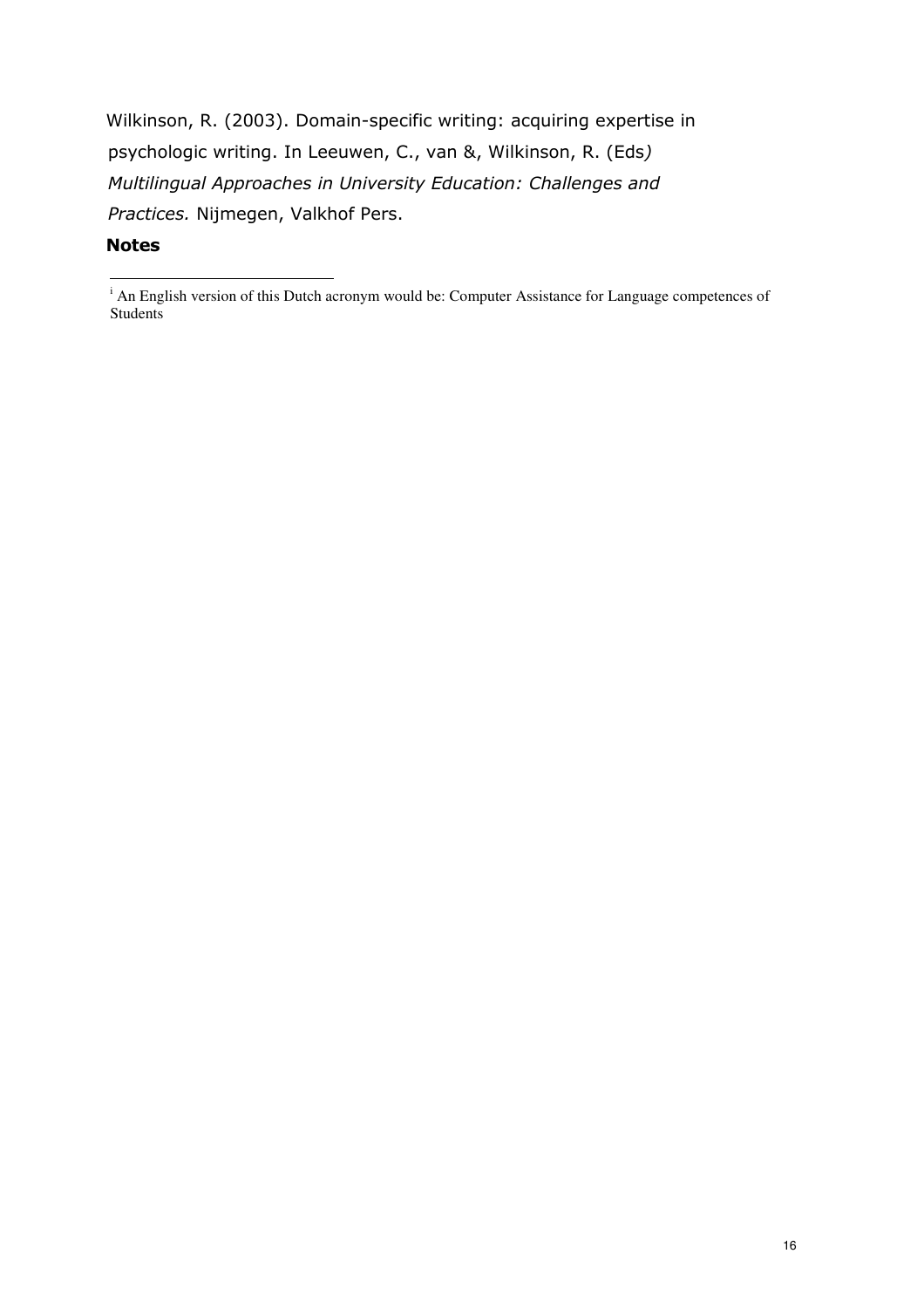Wilkinson, R. (2003). Domain-specific writing: acquiring expertise in psychologic writing. In Leeuwen, C., van &, Wilkinson, R. (Eds*)* *Multilingual Approaches in University Education: Challenges and Practices.* Nijmegen, Valkhof Pers.

**Notes**

---

[i] An English version of this Dutch acronym would be: Computer Assistance for Language competences of Students